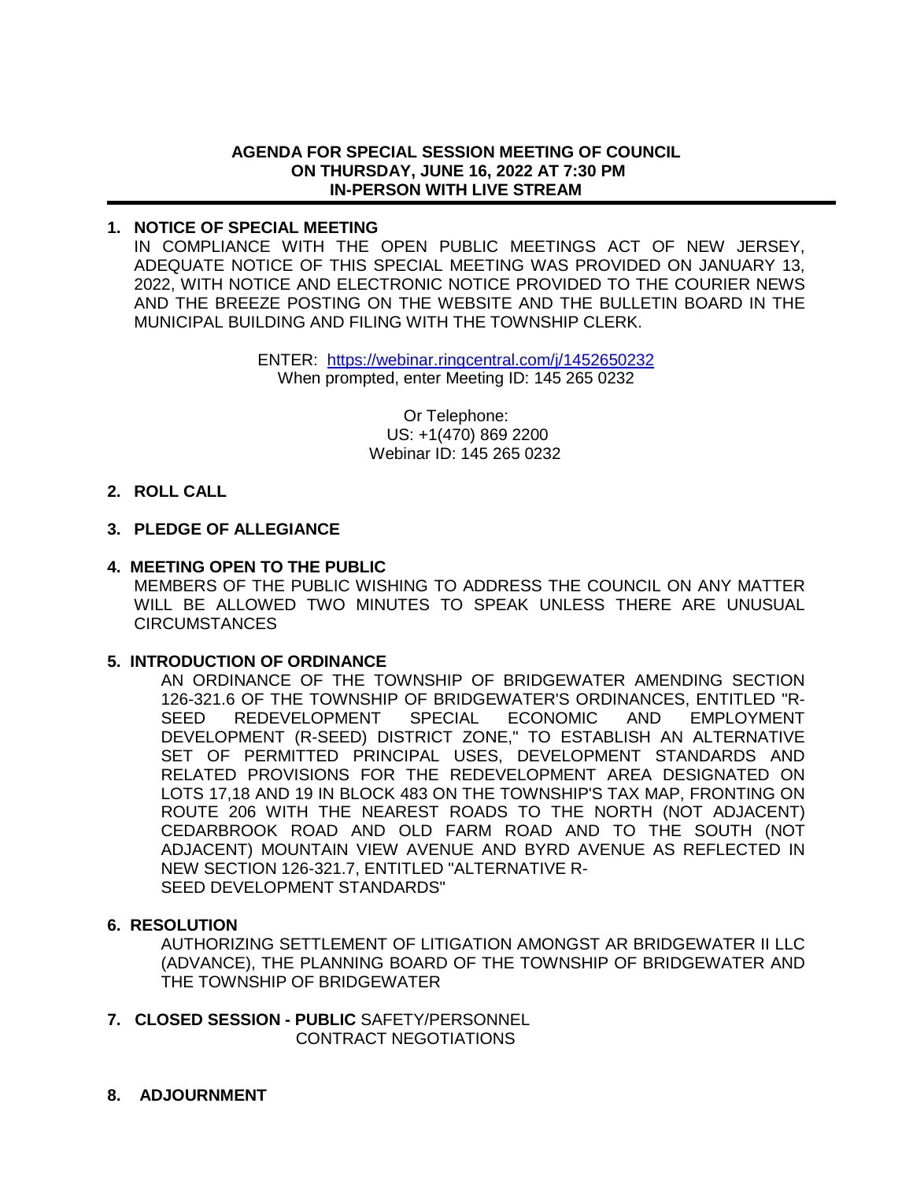**AGENDA FOR SPECIAL SESSION MEETING OF COUNCIL**
**ON THURSDAY, JUNE 16, 2022 AT 7:30 PM**
**IN-PERSON WITH LIVE STREAM**

---

**1. NOTICE OF SPECIAL MEETING**

IN COMPLIANCE WITH THE OPEN PUBLIC MEETINGS ACT OF NEW JERSEY, ADEQUATE NOTICE OF THIS SPECIAL MEETING WAS PROVIDED ON JANUARY 13, 2022, WITH NOTICE AND ELECTRONIC NOTICE PROVIDED TO THE COURIER NEWS AND THE BREEZE POSTING ON THE WEBSITE AND THE BULLETIN BOARD IN THE MUNICIPAL BUILDING AND FILING WITH THE TOWNSHIP CLERK.

ENTER: [https://webinar.ringcentral.com/j/1452650232](https://webinar.ringcentral.com/j/1452650232)
When prompted, enter Meeting ID: 145 265 0232

Or Telephone:
US: +1(470) 869 2200
Webinar ID: 145 265 0232

**2. ROLL CALL**

**3. PLEDGE OF ALLEGIANCE**

**4. MEETING OPEN TO THE PUBLIC**

MEMBERS OF THE PUBLIC WISHING TO ADDRESS THE COUNCIL ON ANY MATTER WILL BE ALLOWED TWO MINUTES TO SPEAK UNLESS THERE ARE UNUSUAL CIRCUMSTANCES

**5. INTRODUCTION OF ORDINANCE**

AN ORDINANCE OF THE TOWNSHIP OF BRIDGEWATER AMENDING SECTION 126-321.6 OF THE TOWNSHIP OF BRIDGEWATER'S ORDINANCES, ENTITLED "R-SEED REDEVELOPMENT SPECIAL ECONOMIC AND EMPLOYMENT DEVELOPMENT (R-SEED) DISTRICT ZONE," TO ESTABLISH AN ALTERNATIVE SET OF PERMITTED PRINCIPAL USES, DEVELOPMENT STANDARDS AND RELATED PROVISIONS FOR THE REDEVELOPMENT AREA DESIGNATED ON LOTS 17,18 AND 19 IN BLOCK 483 ON THE TOWNSHIP'S TAX MAP, FRONTING ON ROUTE 206 WITH THE NEAREST ROADS TO THE NORTH (NOT ADJACENT) CEDARBROOK ROAD AND OLD FARM ROAD AND TO THE SOUTH (NOT ADJACENT) MOUNTAIN VIEW AVENUE AND BYRD AVENUE AS REFLECTED IN NEW SECTION 126-321.7, ENTITLED "ALTERNATIVE R-SEED DEVELOPMENT STANDARDS"

**6. RESOLUTION**

AUTHORIZING SETTLEMENT OF LITIGATION AMONGST AR BRIDGEWATER II LLC (ADVANCE), THE PLANNING BOARD OF THE TOWNSHIP OF BRIDGEWATER AND THE TOWNSHIP OF BRIDGEWATER

**7. CLOSED SESSION - PUBLIC** SAFETY/PERSONNEL
CONTRACT NEGOTIATIONS

**8. ADJOURNMENT**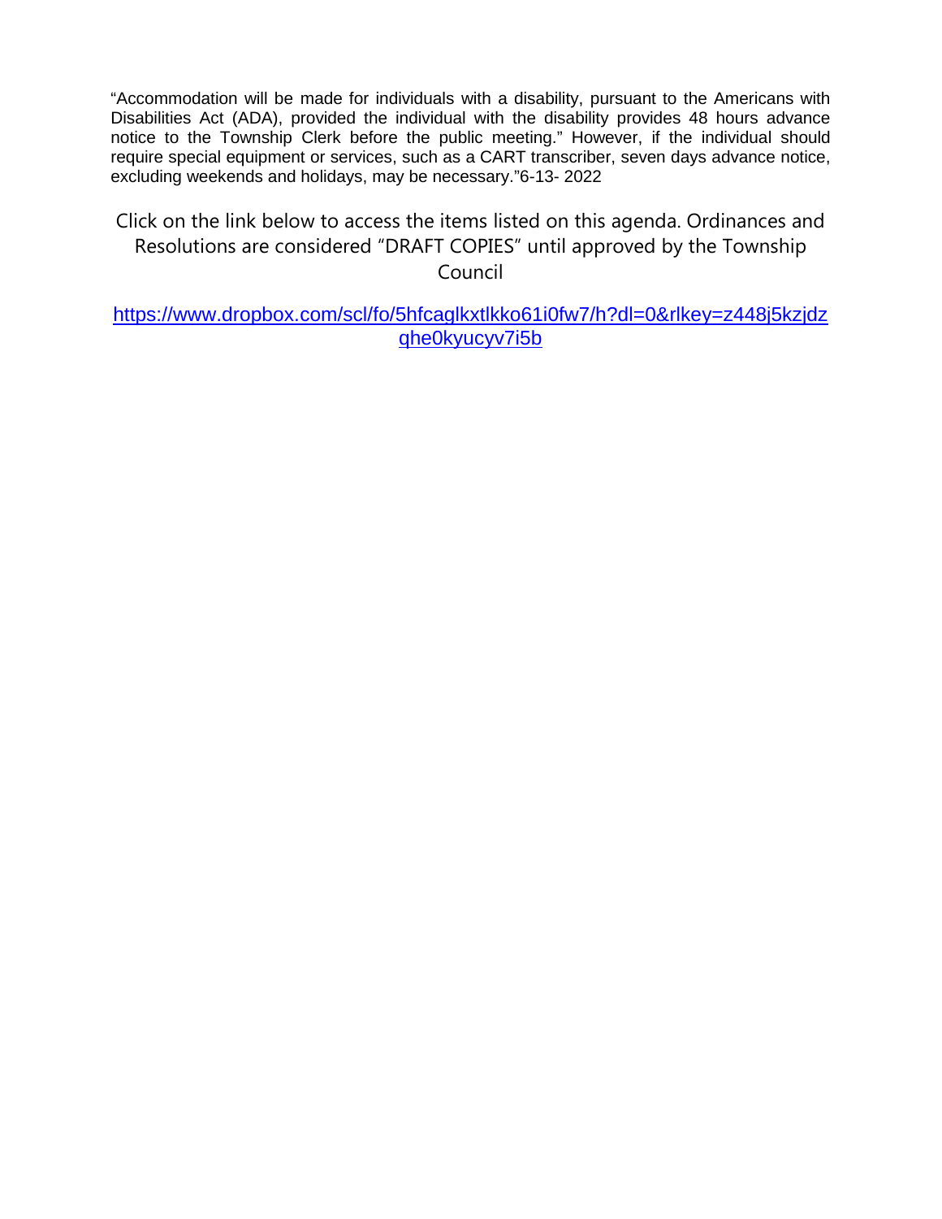"Accommodation will be made for individuals with a disability, pursuant to the Americans with Disabilities Act (ADA), provided the individual with the disability provides 48 hours advance notice to the Township Clerk before the public meeting." However, if the individual should require special equipment or services, such as a CART transcriber, seven days advance notice, excluding weekends and holidays, may be necessary."6-13- 2022

Click on the link below to access the items listed on this agenda. Ordinances and Resolutions are considered "DRAFT COPIES" until approved by the Township Council

https://www.dropbox.com/scl/fo/5hfcaglkxtlkko61i0fw7/h?dl=0&rlkey=z448j5kzjdzqhe0kyucyv7i5b